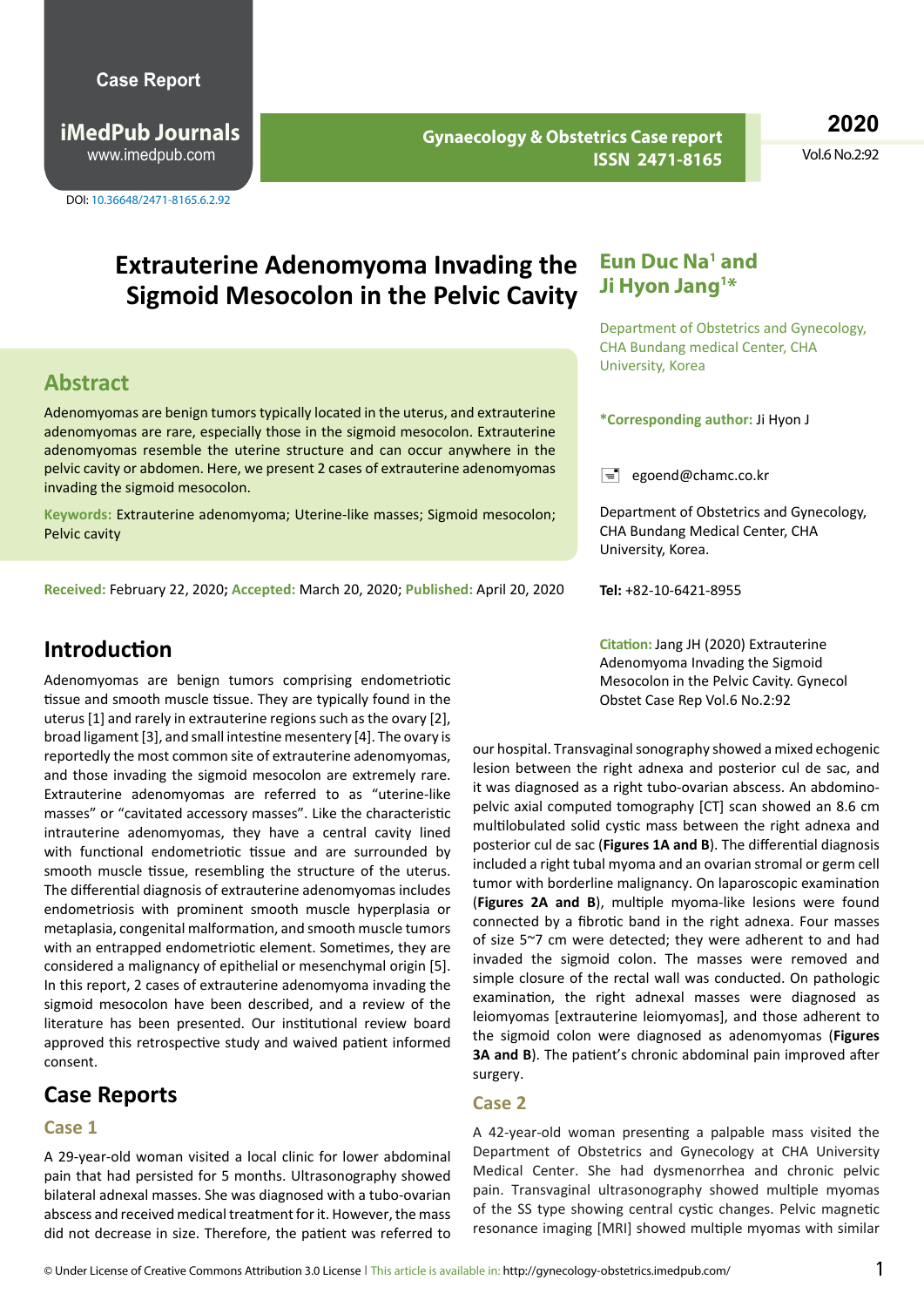Case Report

DOI: 10.36648/2471-8165.6.2.92

# Extrauterine Adenomyoma Invading the Sigmoid Mesocolon in the Pelvic Cavity

**Eun Duc Na[1] and Ji Hyon Jang[1]***

Department of Obstetrics and Gynecology, CHA Bundang medical Center, CHA University, Korea

***Corresponding author:** Ji Hyon J

egoend@chamc.co.kr

Department of Obstetrics and Gynecology, CHA Bundang Medical Center, CHA University, Korea.

**Tel:** +82-10-6421-8955

**Citation:** Jang JH (2020) Extrauterine Adenomyoma Invading the Sigmoid Mesocolon in the Pelvic Cavity. Gynecol Obstet Case Rep Vol.6 No.2:92

## Abstract

Adenomyomas are benign tumors typically located in the uterus, and extrauterine adenomyomas are rare, especially those in the sigmoid mesocolon. Extrauterine adenomyomas resemble the uterine structure and can occur anywhere in the pelvic cavity or abdomen. Here, we present 2 cases of extrauterine adenomyomas invading the sigmoid mesocolon.

**Keywords:** Extrauterine adenomyoma; Uterine-like masses; Sigmoid mesocolon; Pelvic cavity

**Received:** February 22, 2020; **Accepted:** March 20, 2020; **Published:** April 20, 2020

## Introduction

Adenomyomas are benign tumors comprising endometriotic tissue and smooth muscle tissue. They are typically found in the uterus [1] and rarely in extrauterine regions such as the ovary [2], broad ligament [3], and small intestine mesentery [4]. The ovary is reportedly the most common site of extrauterine adenomyomas, and those invading the sigmoid mesocolon are extremely rare. Extrauterine adenomyomas are referred to as "uterine-like masses" or "cavitated accessory masses". Like the characteristic intrauterine adenomyomas, they have a central cavity lined with functional endometriotic tissue and are surrounded by smooth muscle tissue, resembling the structure of the uterus. The differential diagnosis of extrauterine adenomyomas includes endometriosis with prominent smooth muscle hyperplasia or metaplasia, congenital malformation, and smooth muscle tumors with an entrapped endometriotic element. Sometimes, they are considered a malignancy of epithelial or mesenchymal origin [5]. In this report, 2 cases of extrauterine adenomyoma invading the sigmoid mesocolon have been described, and a review of the literature has been presented. Our institutional review board approved this retrospective study and waived patient informed consent.

## Case Reports

### Case 1

A 29-year-old woman visited a local clinic for lower abdominal pain that had persisted for 5 months. Ultrasonography showed bilateral adnexal masses. She was diagnosed with a tubo-ovarian abscess and received medical treatment for it. However, the mass did not decrease in size. Therefore, the patient was referred to our hospital. Transvaginal sonography showed a mixed echogenic lesion between the right adnexa and posterior cul de sac, and it was diagnosed as a right tubo-ovarian abscess. An abdomino-pelvic axial computed tomography [CT] scan showed an 8.6 cm multilobulated solid cystic mass between the right adnexa and posterior cul de sac (**Figures 1A and B**). The differential diagnosis included a right tubal myoma and an ovarian stromal or germ cell tumor with borderline malignancy. On laparoscopic examination (**Figures 2A and B**), multiple myoma-like lesions were found connected by a fibrotic band in the right adnexa. Four masses of size 5~7 cm were detected; they were adherent to and had invaded the sigmoid colon. The masses were removed and simple closure of the rectal wall was conducted. On pathologic examination, the right adnexal masses were diagnosed as leiomyomas [extrauterine leiomyomas], and those adherent to the sigmoid colon were diagnosed as adenomyomas (**Figures 3A and B**). The patient's chronic abdominal pain improved after surgery.

### Case 2

A 42-year-old woman presenting a palpable mass visited the Department of Obstetrics and Gynecology at CHA University Medical Center. She had dysmenorrhea and chronic pelvic pain. Transvaginal ultrasonography showed multiple myomas of the SS type showing central cystic changes. Pelvic magnetic resonance imaging [MRI] showed multiple myomas with similar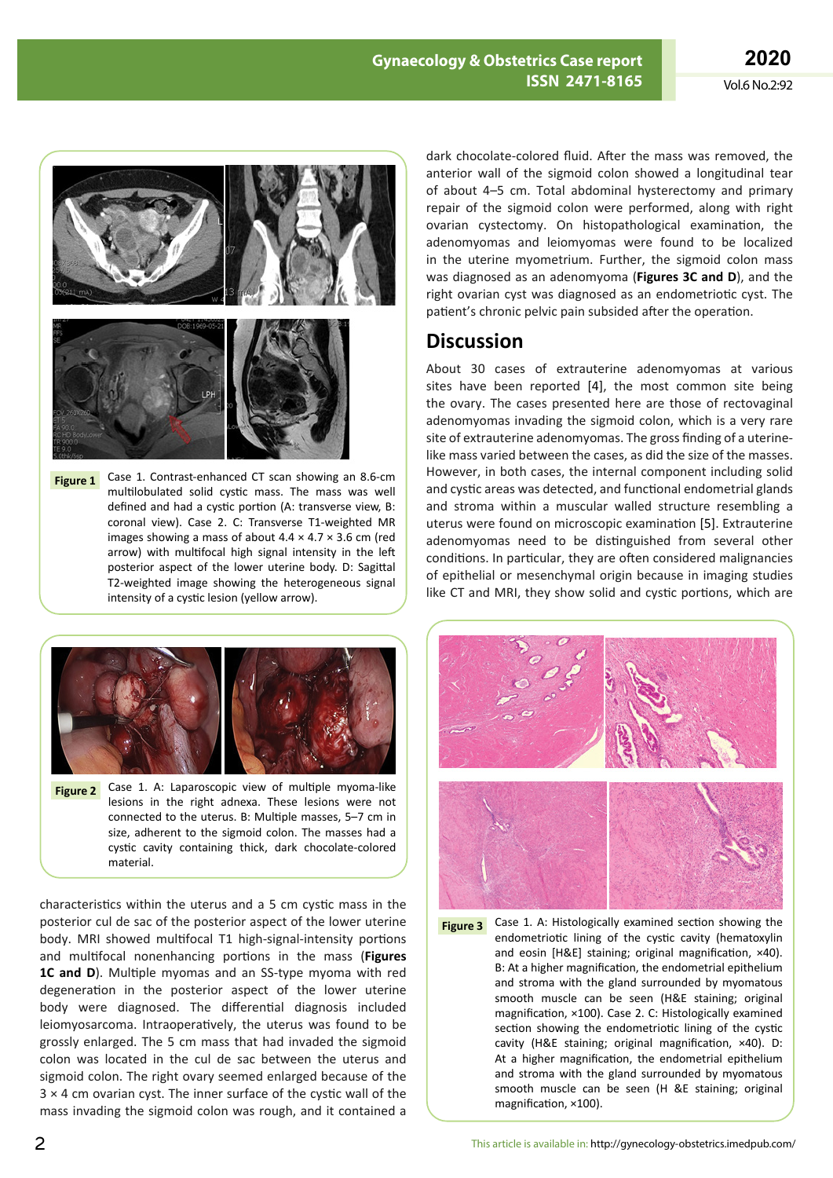Figure 1 Case 1. Contrast-enhanced CT scan showing an 8.6-cm multilobulated solid cystic mass. The mass was well defined and had a cystic portion (A: transverse view, B: coronal view). Case 2. C: Transverse T1-weighted MR images showing a mass of about 4.4 × 4.7 × 3.6 cm (red arrow) with multifocal high signal intensity in the left posterior aspect of the lower uterine body. D: Sagittal T2-weighted image showing the heterogeneous signal intensity of a cystic lesion (yellow arrow).

Figure 2 Case 1. A: Laparoscopic view of multiple myoma-like lesions in the right adnexa. These lesions were not connected to the uterus. B: Multiple masses, 5–7 cm in size, adherent to the sigmoid colon. The masses had a cystic cavity containing thick, dark chocolate-colored material.

characteristics within the uterus and a 5 cm cystic mass in the posterior cul de sac of the posterior aspect of the lower uterine body. MRI showed multifocal T1 high-signal-intensity portions and multifocal nonenhancing portions in the mass (**Figures 1C and D**). Multiple myomas and an SS-type myoma with red degeneration in the posterior aspect of the lower uterine body were diagnosed. The differential diagnosis included leiomyosarcoma. Intraoperatively, the uterus was found to be grossly enlarged. The 5 cm mass that had invaded the sigmoid colon was located in the cul de sac between the uterus and sigmoid colon. The right ovary seemed enlarged because of the 3 × 4 cm ovarian cyst. The inner surface of the cystic wall of the mass invading the sigmoid colon was rough, and it contained a dark chocolate-colored fluid. After the mass was removed, the anterior wall of the sigmoid colon showed a longitudinal tear of about 4–5 cm. Total abdominal hysterectomy and primary repair of the sigmoid colon were performed, along with right ovarian cystectomy. On histopathological examination, the adenomyomas and leiomyomas were found to be localized in the uterine myometrium. Further, the sigmoid colon mass was diagnosed as an adenomyoma (**Figures 3C and D**), and the right ovarian cyst was diagnosed as an endometriotic cyst. The patient's chronic pelvic pain subsided after the operation.

## Discussion

About 30 cases of extrauterine adenomyomas at various sites have been reported [4], the most common site being the ovary. The cases presented here are those of rectovaginal adenomyomas invading the sigmoid colon, which is a very rare site of extrauterine adenomyomas. The gross finding of a uterine-like mass varied between the cases, as did the size of the masses. However, in both cases, the internal component including solid and cystic areas was detected, and functional endometrial glands and stroma within a muscular walled structure resembling a uterus were found on microscopic examination [5]. Extrauterine adenomyomas need to be distinguished from several other conditions. In particular, they are often considered malignancies of epithelial or mesenchymal origin because in imaging studies like CT and MRI, they show solid and cystic portions, which are

Figure 3 Case 1. A: Histologically examined section showing the endometriotic lining of the cystic cavity (hematoxylin and eosin [H&E] staining; original magnification, ×40). B: At a higher magnification, the endometrial epithelium and stroma with the gland surrounded by myomatous smooth muscle can be seen (H&E staining; original magnification, ×100). Case 2. C: Histologically examined section showing the endometriotic lining of the cystic cavity (H&E staining; original magnification, ×40). D: At a higher magnification, the endometrial epithelium and stroma with the gland surrounded by myomatous smooth muscle can be seen (H &E staining; original magnification, ×100).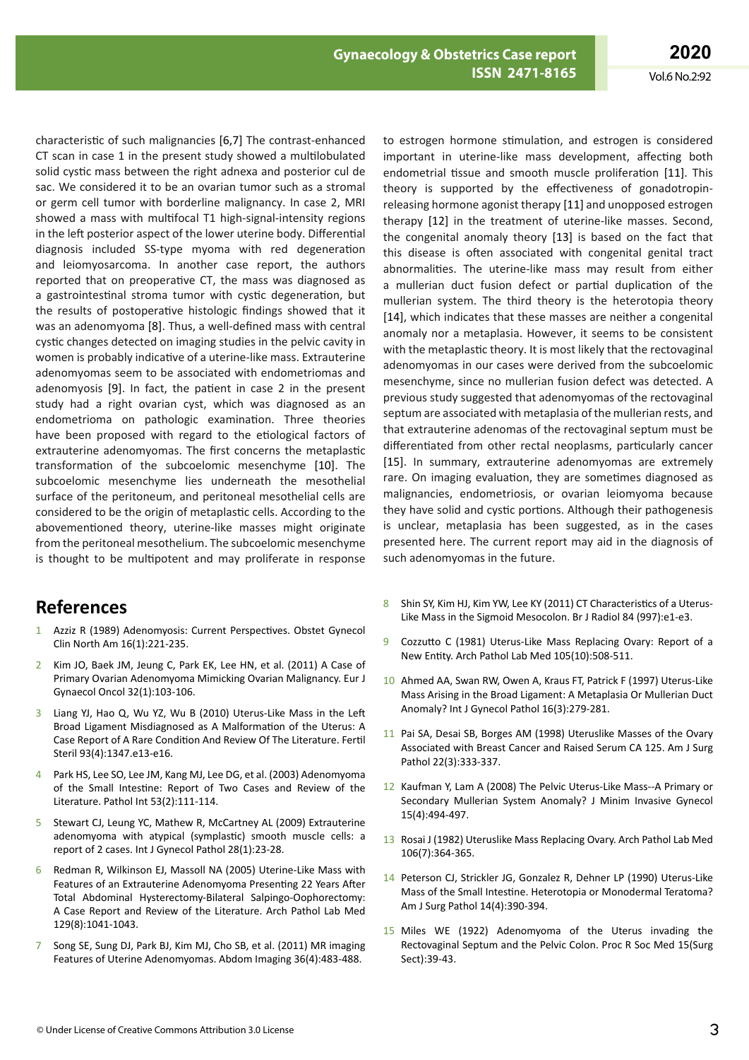characteristic of such malignancies [6,7] The contrast-enhanced CT scan in case 1 in the present study showed a multilobulated solid cystic mass between the right adnexa and posterior cul de sac. We considered it to be an ovarian tumor such as a stromal or germ cell tumor with borderline malignancy. In case 2, MRI showed a mass with multifocal T1 high-signal-intensity regions in the left posterior aspect of the lower uterine body. Differential diagnosis included SS-type myoma with red degeneration and leiomyosarcoma. In another case report, the authors reported that on preoperative CT, the mass was diagnosed as a gastrointestinal stroma tumor with cystic degeneration, but the results of postoperative histologic findings showed that it was an adenomyoma [8]. Thus, a well-defined mass with central cystic changes detected on imaging studies in the pelvic cavity in women is probably indicative of a uterine-like mass. Extrauterine adenomyomas seem to be associated with endometriomas and adenomyosis [9]. In fact, the patient in case 2 in the present study had a right ovarian cyst, which was diagnosed as an endometrioma on pathologic examination. Three theories have been proposed with regard to the etiological factors of extrauterine adenomyomas. The first concerns the metaplastic transformation of the subcoelomic mesenchyme [10]. The subcoelomic mesenchyme lies underneath the mesothelial surface of the peritoneum, and peritoneal mesothelial cells are considered to be the origin of metaplastic cells. According to the abovementioned theory, uterine-like masses might originate from the peritoneal mesothelium. The subcoelomic mesenchyme is thought to be multipotent and may proliferate in response to estrogen hormone stimulation, and estrogen is considered important in uterine-like mass development, affecting both endometrial tissue and smooth muscle proliferation [11]. This theory is supported by the effectiveness of gonadotropin-releasing hormone agonist therapy [11] and unopposed estrogen therapy [12] in the treatment of uterine-like masses. Second, the congenital anomaly theory [13] is based on the fact that this disease is often associated with congenital genital tract abnormalities. The uterine-like mass may result from either a mullerian duct fusion defect or partial duplication of the mullerian system. The third theory is the heterotopia theory [14], which indicates that these masses are neither a congenital anomaly nor a metaplasia. However, it seems to be consistent with the metaplastic theory. It is most likely that the rectovaginal adenomyomas in our cases were derived from the subcoelomic mesenchyme, since no mullerian fusion defect was detected. A previous study suggested that adenomyomas of the rectovaginal septum are associated with metaplasia of the mullerian rests, and that extrauterine adenomas of the rectovaginal septum must be differentiated from other rectal neoplasms, particularly cancer [15]. In summary, extrauterine adenomyomas are extremely rare. On imaging evaluation, they are sometimes diagnosed as malignancies, endometriosis, or ovarian leiomyoma because they have solid and cystic portions. Although their pathogenesis is unclear, metaplasia has been suggested, as in the cases presented here. The current report may aid in the diagnosis of such adenomyomas in the future.

## References

1. Azziz R (1989) Adenomyosis: Current Perspectives. Obstet Gynecol Clin North Am 16(1):221-235.
2. Kim JO, Baek JM, Jeung C, Park EK, Lee HN, et al. (2011) A Case of Primary Ovarian Adenomyoma Mimicking Ovarian Malignancy. Eur J Gynaecol Oncol 32(1):103-106.
3. Liang YJ, Hao Q, Wu YZ, Wu B (2010) Uterus-Like Mass in the Left Broad Ligament Misdiagnosed as A Malformation of the Uterus: A Case Report of A Rare Condition And Review Of The Literature. Fertil Steril 93(4):1347.e13-e16.
4. Park HS, Lee SO, Lee JM, Kang MJ, Lee DG, et al. (2003) Adenomyoma of the Small Intestine: Report of Two Cases and Review of the Literature. Pathol Int 53(2):111-114.
5. Stewart CJ, Leung YC, Mathew R, McCartney AL (2009) Extrauterine adenomyoma with atypical (symplastic) smooth muscle cells: a report of 2 cases. Int J Gynecol Pathol 28(1):23-28.
6. Redman R, Wilkinson EJ, Massoll NA (2005) Uterine-Like Mass with Features of an Extrauterine Adenomyoma Presenting 22 Years After Total Abdominal Hysterectomy-Bilateral Salpingo-Oophorectomy: A Case Report and Review of the Literature. Arch Pathol Lab Med 129(8):1041-1043.
7. Song SE, Sung DJ, Park BJ, Kim MJ, Cho SB, et al. (2011) MR imaging Features of Uterine Adenomyomas. Abdom Imaging 36(4):483-488.
8. Shin SY, Kim HJ, Kim YW, Lee KY (2011) CT Characteristics of a Uterus-Like Mass in the Sigmoid Mesocolon. Br J Radiol 84 (997):e1-e3.
9. Cozzutto C (1981) Uterus-Like Mass Replacing Ovary: Report of a New Entity. Arch Pathol Lab Med 105(10):508-511.
10. Ahmed AA, Swan RW, Owen A, Kraus FT, Patrick F (1997) Uterus-Like Mass Arising in the Broad Ligament: A Metaplasia Or Mullerian Duct Anomaly? Int J Gynecol Pathol 16(3):279-281.
11. Pai SA, Desai SB, Borges AM (1998) Uteruslike Masses of the Ovary Associated with Breast Cancer and Raised Serum CA 125. Am J Surg Pathol 22(3):333-337.
12. Kaufman Y, Lam A (2008) The Pelvic Uterus-Like Mass--A Primary or Secondary Mullerian System Anomaly? J Minim Invasive Gynecol 15(4):494-497.
13. Rosai J (1982) Uteruslike Mass Replacing Ovary. Arch Pathol Lab Med 106(7):364-365.
14. Peterson CJ, Strickler JG, Gonzalez R, Dehner LP (1990) Uterus-Like Mass of the Small Intestine. Heterotopia or Monodermal Teratoma? Am J Surg Pathol 14(4):390-394.
15. Miles WE (1922) Adenomyoma of the Uterus invading the Rectovaginal Septum and the Pelvic Colon. Proc R Soc Med 15(Surg Sect):39-43.